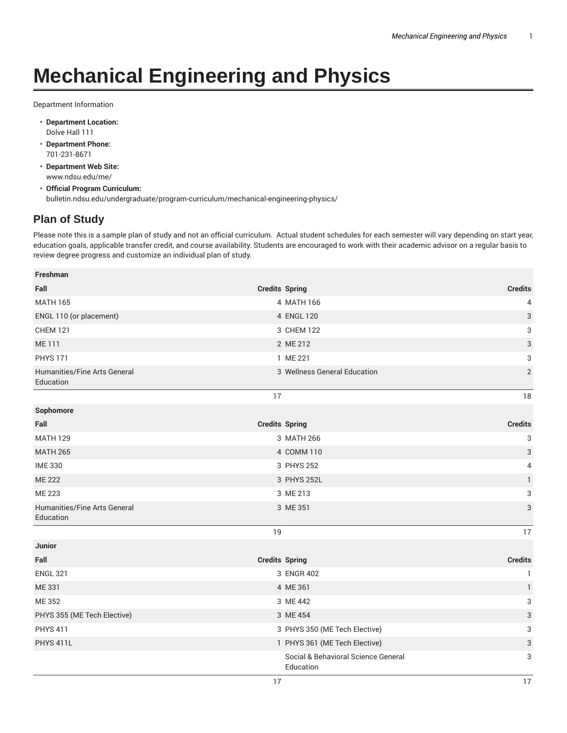# Mechanical Engineering and Physics

Department Information

- **Department Location:**
  Dolve Hall 111
- **Department Phone:**
  701-231-8671
- **Department Web Site:**
  www.ndsu.edu/me/
- **Official Program Curriculum:**
  bulletin.ndsu.edu/undergraduate/program-curriculum/mechanical-engineering-physics/

## Plan of Study

Please note this is a sample plan of study and not an official curriculum. Actual student schedules for each semester will vary depending on start year, education goals, applicable transfer credit, and course availability. Students are encouraged to work with their academic advisor on a regular basis to review degree progress and customize an individual plan of study.

| Freshman | | | |
|---|---|---|---|
| **Fall** | **Credits** | **Spring** | **Credits** |
| MATH 165 | 4 | MATH 166 | 4 |
| ENGL 110 (or placement) | 4 | ENGL 120 | 3 |
| CHEM 121 | 3 | CHEM 122 | 3 |
| ME 111 | 2 | ME 212 | 3 |
| PHYS 171 | 1 | ME 221 | 3 |
| Humanities/Fine Arts General Education | 3 | Wellness General Education | 2 |
| | 17 | | 18 |
| **Sophomore** | | | |
| **Fall** | **Credits** | **Spring** | **Credits** |
| MATH 129 | 3 | MATH 266 | 3 |
| MATH 265 | 4 | COMM 110 | 3 |
| IME 330 | 3 | PHYS 252 | 4 |
| ME 222 | 3 | PHYS 252L | 1 |
| ME 223 | 3 | ME 213 | 3 |
| Humanities/Fine Arts General Education | 3 | ME 351 | 3 |
| | 19 | | 17 |
| **Junior** | | | |
| **Fall** | **Credits** | **Spring** | **Credits** |
| ENGL 321 | 3 | ENGR 402 | 1 |
| ME 331 | 4 | ME 361 | 1 |
| ME 352 | 3 | ME 442 | 3 |
| PHYS 355 (ME Tech Elective) | 3 | ME 454 | 3 |
| PHYS 411 | 3 | PHYS 350 (ME Tech Elective) | 3 |
| PHYS 411L | 1 | PHYS 361 (ME Tech Elective) | 3 |
| | | Social & Behavioral Science General Education | 3 |
| | 17 | | 17 |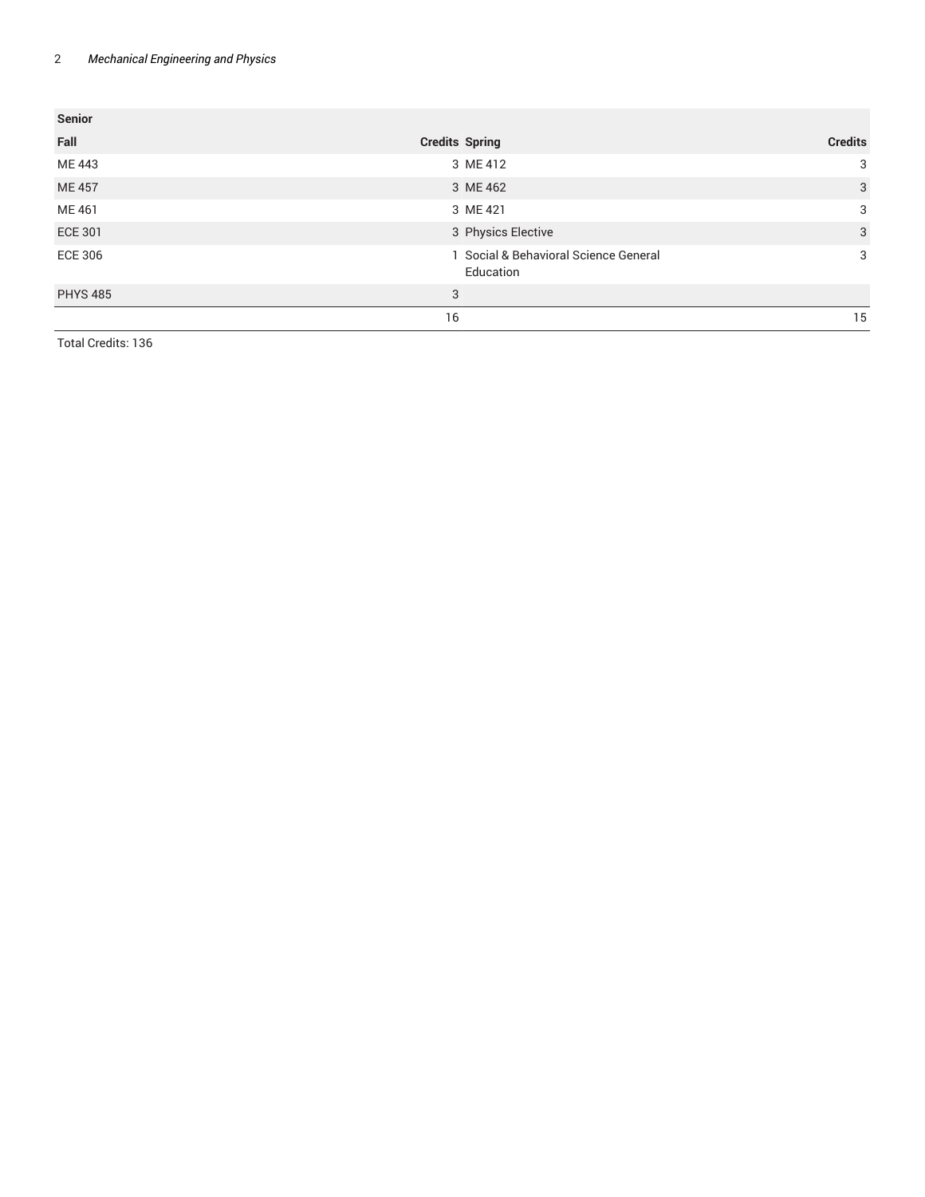| Senior | | | |
| --- | --- | --- | --- |
| Fall | Credits | Spring | Credits |
| ME 443 | 3 | ME 412 | 3 |
| ME 457 | 3 | ME 462 | 3 |
| ME 461 | 3 | ME 421 | 3 |
| ECE 301 | 3 | Physics Elective | 3 |
| ECE 306 | 1 | Social & Behavioral Science General Education | 3 |
| PHYS 485 | 3 | | |
| | 16 | | 15 |

Total Credits: 136